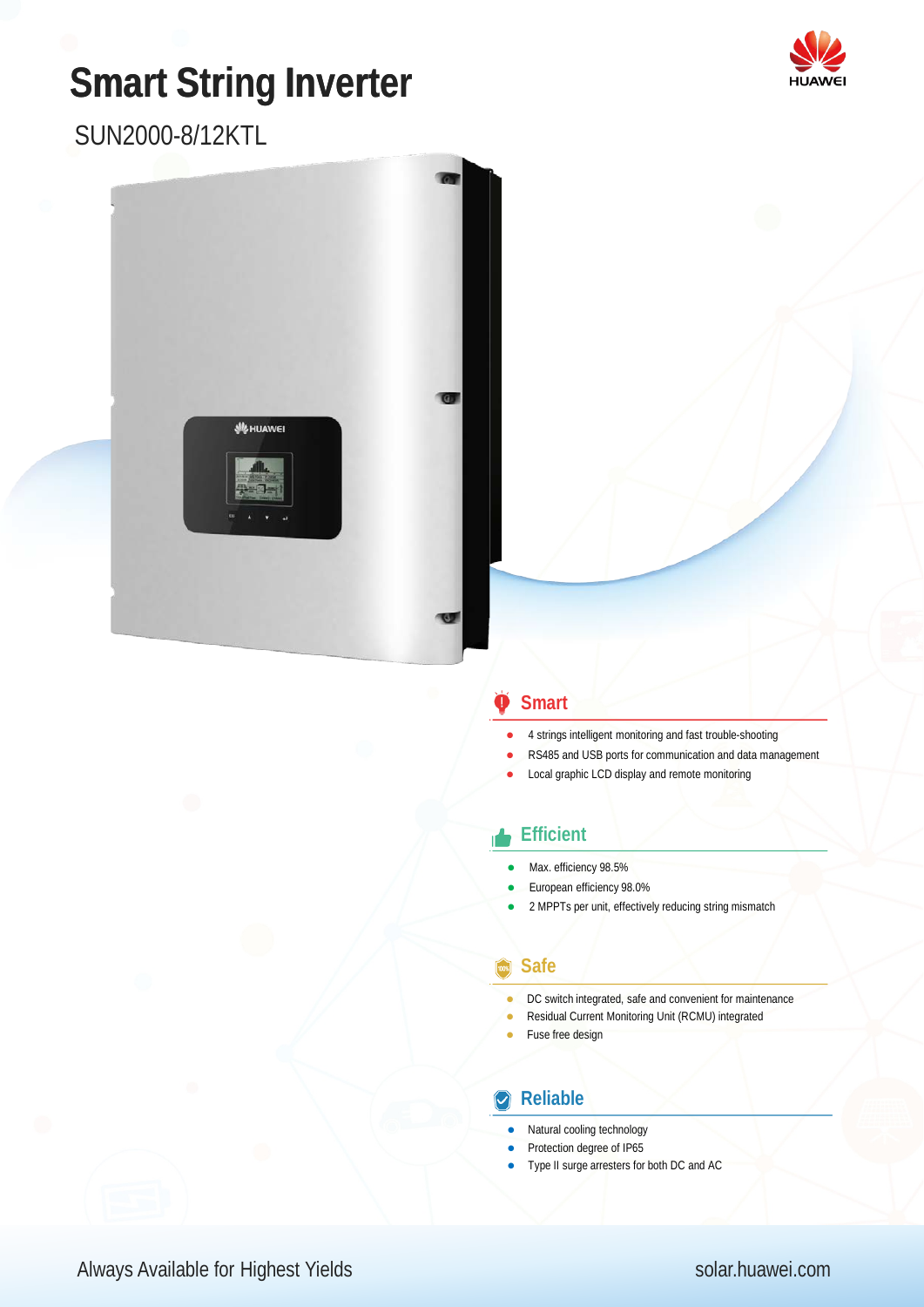# Smart String Inverter

SUN2000-8/12KTL

## Smart

- 4 strings intelligent monitoring and fast trouble-shooting
- RS485 and USB ports for communication and data management
- Local graphic LCD display and remote monitoring

## Efficient

- Max. efficiency 98.5%
- European efficiency 98.0%
- 2 MPPTs per unit, effectively reducing string mismatch

## Safe

- DC switch integrated, safe and convenient for maintenance
- Residual Current Monitoring Unit (RCMU) integrated
- Fuse free design

## Reliable

- Natural cooling technology
- Protection degree of IP65
- Type II surge arresters for both DC and AC

Always Available for Highest Yields

solar.huawei.com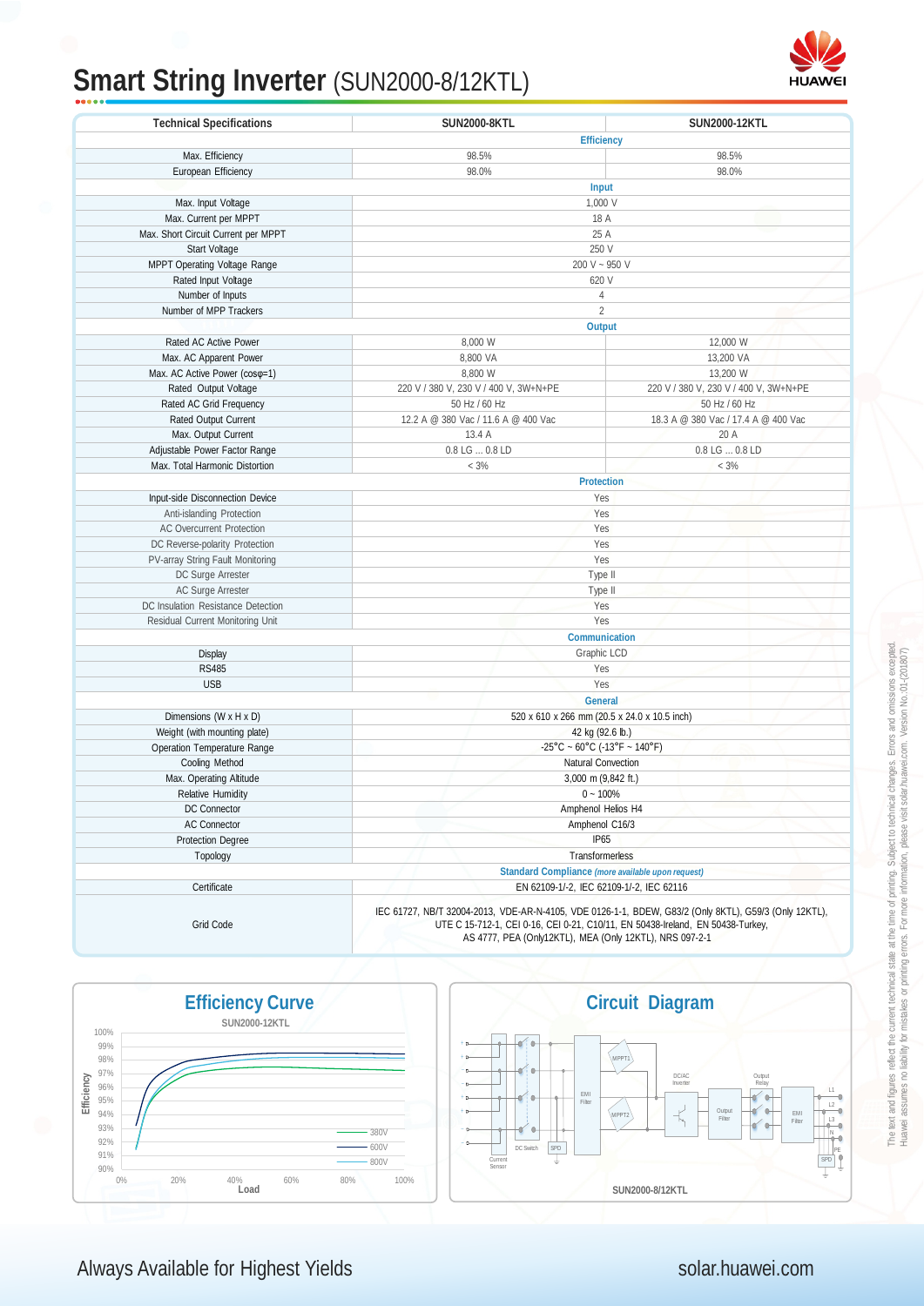# Smart String Inverter (SUN2000-8/12KTL)

| Technical Specifications | SUN2000-8KTL | SUN2000-12KTL |
|---|---|---|
| **Efficiency** | | |
| Max. Efficiency | 98.5% | 98.5% |
| European Efficiency | 98.0% | 98.0% |
| **Input** | | |
| Max. Input Voltage | 1,000 V | |
| Max. Current per MPPT | 18 A | |
| Max. Short Circuit Current per MPPT | 25 A | |
| Start Voltage | 250 V | |
| MPPT Operating Voltage Range | 200 V ~ 950 V | |
| Rated Input Voltage | 620 V | |
| Number of Inputs | 4 | |
| Number of MPP Trackers | 2 | |
| **Output** | | |
| Rated AC Active Power | 8,000 W | 12,000 W |
| Max. AC Apparent Power | 8,800 VA | 13,200 VA |
| Max. AC Active Power (cosφ=1) | 8,800 W | 13,200 W |
| Rated Output Voltage | 220 V / 380 V, 230 V / 400 V, 3W+N+PE | 220 V / 380 V, 230 V / 400 V, 3W+N+PE |
| Rated AC Grid Frequency | 50 Hz / 60 Hz | 50 Hz / 60 Hz |
| Rated Output Current | 12.2 A @ 380 Vac / 11.6 A @ 400 Vac | 18.3 A @ 380 Vac / 17.4 A @ 400 Vac |
| Max. Output Current | 13.4 A | 20 A |
| Adjustable Power Factor Range | 0.8 LG ... 0.8 LD | 0.8 LG ... 0.8 LD |
| Max. Total Harmonic Distortion | < 3% | < 3% |
| **Protection** | | |
| Input-side Disconnection Device | Yes | |
| Anti-islanding Protection | Yes | |
| AC Overcurrent Protection | Yes | |
| DC Reverse-polarity Protection | Yes | |
| PV-array String Fault Monitoring | Yes | |
| DC Surge Arrester | Type II | |
| AC Surge Arrester | Type II | |
| DC Insulation Resistance Detection | Yes | |
| Residual Current Monitoring Unit | Yes | |
| **Communication** | | |
| Display | Graphic LCD | |
| RS485 | Yes | |
| USB | Yes | |
| **General** | | |
| Dimensions (W x H x D) | 520 x 610 x 266 mm (20.5 x 24.0 x 10.5 inch) | |
| Weight (with mounting plate) | 42 kg (92.6 lb.) | |
| Operation Temperature Range | -25°C ~ 60°C (-13°F ~ 140°F) | |
| Cooling Method | Natural Convection | |
| Max. Operating Altitude | 3,000 m (9,842 ft.) | |
| Relative Humidity | 0 ~ 100% | |
| DC Connector | Amphenol Helios H4 | |
| AC Connector | Amphenol C16/3 | |
| Protection Degree | IP65 | |
| Topology | Transformerless | |
| **Standard Compliance** *(more available upon request)* | | |
| Certificate | EN 62109-1/-2, IEC 62109-1/-2, IEC 62116 | |
| Grid Code | IEC 61727, NB/T 32004-2013, VDE-AR-N-4105, VDE 0126-1-1, BDEW, G83/2 (Only 8KTL), G59/3 (Only 12KTL), UTE C 15-712-1, CEI 0-16, CEI 0-21, C10/11, EN 50438-Ireland, EN 50438-Turkey, AS 4777, PEA (Only12KTL), MEA (Only 12KTL), NRS 097-2-1 | |

## Efficiency Curve

SUN2000-12KTL

Efficiency

100%
99%
98%
97%
96%
95%
94%
93%
92%
91%
90%

0%
20%
40%
60%
80%
100%

Load

380V
600V
800V

## Circuit Diagram

MPPT1
MPPT2
EMI Filter
DC/AC Inverter
Output Filter
Output Relay
EMI Filter
DC Switch
SPD
Current Sensor
L1
L2
L3
N
PE
SPD

SUN2000-8/12KTL

The text and figures reflect the current technical state at the time of printing. Subject to technical changes. Errors and omissions excepted. Huawei assumes no liability for mistakes or printing errors. For more information, please visit solar.huawei.com. Version No.:01-(201807)

Always Available for Highest Yields

solar.huawei.com